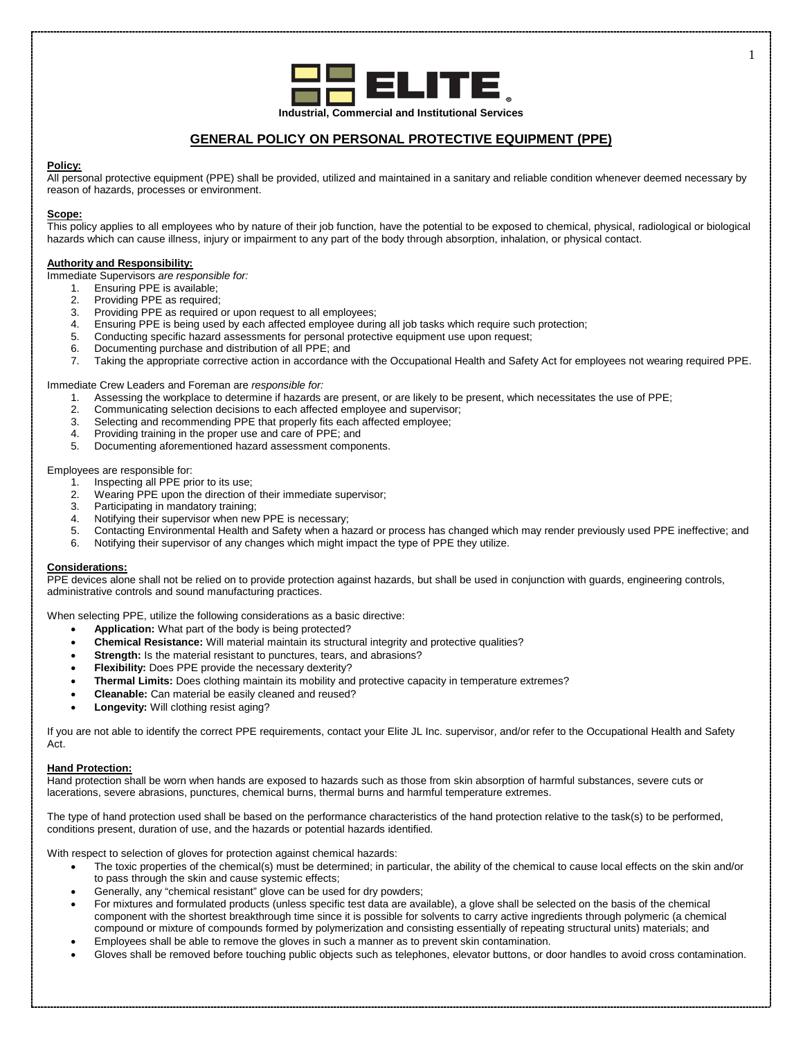**ELITE**

**Industrial, Commercial and Institutional Services**

# GENERAL POLICY ON PERSONAL PROTECTIVE EQUIPMENT (PPE)

**Policy:**

All personal protective equipment (PPE) shall be provided, utilized and maintained in a sanitary and reliable condition whenever deemed necessary by reason of hazards, processes or environment.

**Scope:**

This policy applies to all employees who by nature of their job function, have the potential to be exposed to chemical, physical, radiological or biological hazards which can cause illness, injury or impairment to any part of the body through absorption, inhalation, or physical contact.

**Authority and Responsibility:**

Immediate Supervisors *are responsible for:*

1. Ensuring PPE is available;
2. Providing PPE as required;
3. Providing PPE as required or upon request to all employees;
4. Ensuring PPE is being used by each affected employee during all job tasks which require such protection;
5. Conducting specific hazard assessments for personal protective equipment use upon request;
6. Documenting purchase and distribution of all PPE; and
7. Taking the appropriate corrective action in accordance with the Occupational Health and Safety Act for employees not wearing required PPE.

Immediate Crew Leaders and Foreman are *responsible for:*

1. Assessing the workplace to determine if hazards are present, or are likely to be present, which necessitates the use of PPE;
2. Communicating selection decisions to each affected employee and supervisor;
3. Selecting and recommending PPE that properly fits each affected employee;
4. Providing training in the proper use and care of PPE; and
5. Documenting aforementioned hazard assessment components.

Employees are responsible for:

1. Inspecting all PPE prior to its use;
2. Wearing PPE upon the direction of their immediate supervisor;
3. Participating in mandatory training;
4. Notifying their supervisor when new PPE is necessary;
5. Contacting Environmental Health and Safety when a hazard or process has changed which may render previously used PPE ineffective; and
6. Notifying their supervisor of any changes which might impact the type of PPE they utilize.

**Considerations:**

PPE devices alone shall not be relied on to provide protection against hazards, but shall be used in conjunction with guards, engineering controls, administrative controls and sound manufacturing practices.

When selecting PPE, utilize the following considerations as a basic directive:

- **Application:** What part of the body is being protected?
- **Chemical Resistance:** Will material maintain its structural integrity and protective qualities?
- **Strength:** Is the material resistant to punctures, tears, and abrasions?
- **Flexibility:** Does PPE provide the necessary dexterity?
- **Thermal Limits:** Does clothing maintain its mobility and protective capacity in temperature extremes?
- **Cleanable:** Can material be easily cleaned and reused?
- **Longevity:** Will clothing resist aging?

If you are not able to identify the correct PPE requirements, contact your Elite JL Inc. supervisor, and/or refer to the Occupational Health and Safety Act.

**Hand Protection:**

Hand protection shall be worn when hands are exposed to hazards such as those from skin absorption of harmful substances, severe cuts or lacerations, severe abrasions, punctures, chemical burns, thermal burns and harmful temperature extremes.

The type of hand protection used shall be based on the performance characteristics of the hand protection relative to the task(s) to be performed, conditions present, duration of use, and the hazards or potential hazards identified.

With respect to selection of gloves for protection against chemical hazards:

- The toxic properties of the chemical(s) must be determined; in particular, the ability of the chemical to cause local effects on the skin and/or to pass through the skin and cause systemic effects;
- Generally, any "chemical resistant" glove can be used for dry powders;
- For mixtures and formulated products (unless specific test data are available), a glove shall be selected on the basis of the chemical component with the shortest breakthrough time since it is possible for solvents to carry active ingredients through polymeric (a chemical compound or mixture of compounds formed by polymerization and consisting essentially of repeating structural units) materials; and
- Employees shall be able to remove the gloves in such a manner as to prevent skin contamination.
- Gloves shall be removed before touching public objects such as telephones, elevator buttons, or door handles to avoid cross contamination.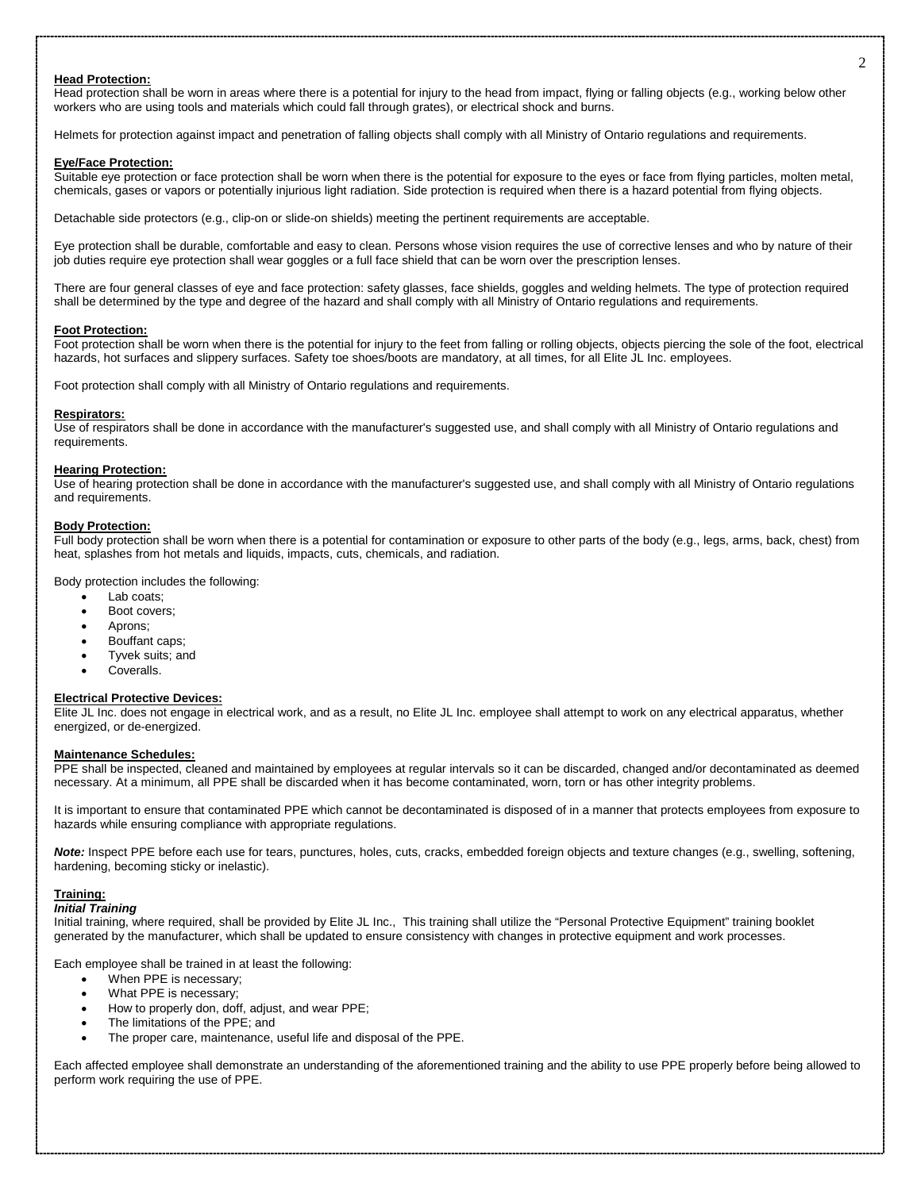**Head Protection:**
Head protection shall be worn in areas where there is a potential for injury to the head from impact, flying or falling objects (e.g., working below other workers who are using tools and materials which could fall through grates), or electrical shock and burns.

Helmets for protection against impact and penetration of falling objects shall comply with all Ministry of Ontario regulations and requirements.

**Eye/Face Protection:**
Suitable eye protection or face protection shall be worn when there is the potential for exposure to the eyes or face from flying particles, molten metal, chemicals, gases or vapors or potentially injurious light radiation. Side protection is required when there is a hazard potential from flying objects.

Detachable side protectors (e.g., clip-on or slide-on shields) meeting the pertinent requirements are acceptable.

Eye protection shall be durable, comfortable and easy to clean. Persons whose vision requires the use of corrective lenses and who by nature of their job duties require eye protection shall wear goggles or a full face shield that can be worn over the prescription lenses.

There are four general classes of eye and face protection: safety glasses, face shields, goggles and welding helmets. The type of protection required shall be determined by the type and degree of the hazard and shall comply with all Ministry of Ontario regulations and requirements.

**Foot Protection:**
Foot protection shall be worn when there is the potential for injury to the feet from falling or rolling objects, objects piercing the sole of the foot, electrical hazards, hot surfaces and slippery surfaces. Safety toe shoes/boots are mandatory, at all times, for all Elite JL Inc. employees.

Foot protection shall comply with all Ministry of Ontario regulations and requirements.

**Respirators:**
Use of respirators shall be done in accordance with the manufacturer's suggested use, and shall comply with all Ministry of Ontario regulations and requirements.

**Hearing Protection:**
Use of hearing protection shall be done in accordance with the manufacturer's suggested use, and shall comply with all Ministry of Ontario regulations and requirements.

**Body Protection:**
Full body protection shall be worn when there is a potential for contamination or exposure to other parts of the body (e.g., legs, arms, back, chest) from heat, splashes from hot metals and liquids, impacts, cuts, chemicals, and radiation.

Body protection includes the following:

- Lab coats;
- Boot covers;
- Aprons;
- Bouffant caps;
- Tyvek suits; and
- Coveralls.

**Electrical Protective Devices:**
Elite JL Inc. does not engage in electrical work, and as a result, no Elite JL Inc. employee shall attempt to work on any electrical apparatus, whether energized, or de-energized.

**Maintenance Schedules:**
PPE shall be inspected, cleaned and maintained by employees at regular intervals so it can be discarded, changed and/or decontaminated as deemed necessary. At a minimum, all PPE shall be discarded when it has become contaminated, worn, torn or has other integrity problems.

It is important to ensure that contaminated PPE which cannot be decontaminated is disposed of in a manner that protects employees from exposure to hazards while ensuring compliance with appropriate regulations.

***Note:*** Inspect PPE before each use for tears, punctures, holes, cuts, cracks, embedded foreign objects and texture changes (e.g., swelling, softening, hardening, becoming sticky or inelastic).

**Training:**

***Initial Training***

Initial training, where required, shall be provided by Elite JL Inc., This training shall utilize the "Personal Protective Equipment" training booklet generated by the manufacturer, which shall be updated to ensure consistency with changes in protective equipment and work processes.

Each employee shall be trained in at least the following:

- When PPE is necessary;
- What PPE is necessary;
- How to properly don, doff, adjust, and wear PPE;
- The limitations of the PPE; and
- The proper care, maintenance, useful life and disposal of the PPE.

Each affected employee shall demonstrate an understanding of the aforementioned training and the ability to use PPE properly before being allowed to perform work requiring the use of PPE.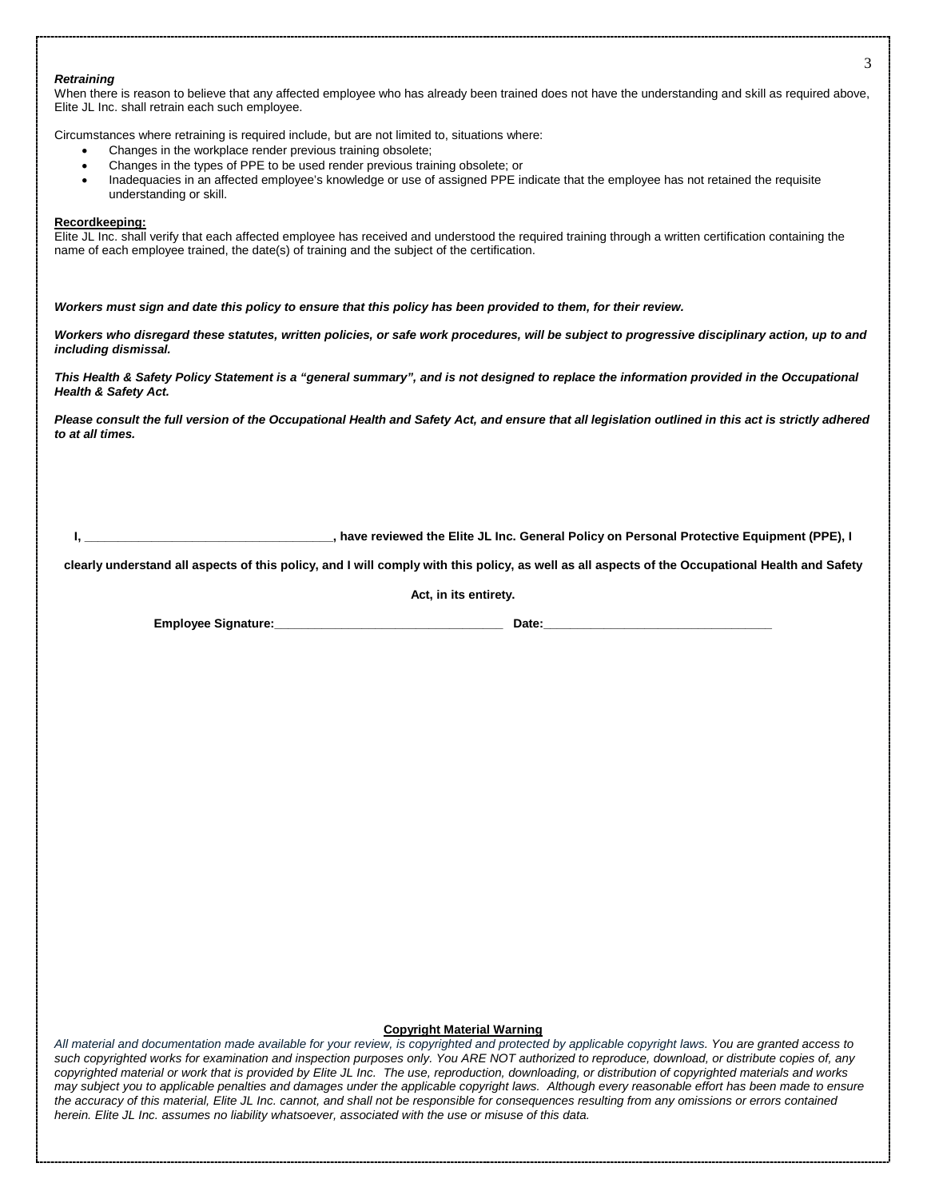***Retraining***

When there is reason to believe that any affected employee who has already been trained does not have the understanding and skill as required above, Elite JL Inc. shall retrain each such employee.

Circumstances where retraining is required include, but are not limited to, situations where:

- Changes in the workplace render previous training obsolete;
- Changes in the types of PPE to be used render previous training obsolete; or
- Inadequacies in an affected employee's knowledge or use of assigned PPE indicate that the employee has not retained the requisite understanding or skill.

**Recordkeeping:**

Elite JL Inc. shall verify that each affected employee has received and understood the required training through a written certification containing the name of each employee trained, the date(s) of training and the subject of the certification.

***Workers must sign and date this policy to ensure that this policy has been provided to them, for their review.***

***Workers who disregard these statutes, written policies, or safe work procedures, will be subject to progressive disciplinary action, up to and including dismissal.***

***This Health & Safety Policy Statement is a "general summary", and is not designed to replace the information provided in the Occupational Health & Safety Act.***

***Please consult the full version of the Occupational Health and Safety Act, and ensure that all legislation outlined in this act is strictly adhered to at all times.***

**I, ____________________________________, have reviewed the Elite JL Inc. General Policy on Personal Protective Equipment (PPE), I clearly understand all aspects of this policy, and I will comply with this policy, as well as all aspects of the Occupational Health and Safety Act, in its entirety.**

**Employee Signature:__________________________________ Date:__________________________________**

**Copyright Material Warning**

*All material and documentation made available for your review, is copyrighted and protected by applicable copyright laws. You are granted access to such copyrighted works for examination and inspection purposes only. You ARE NOT authorized to reproduce, download, or distribute copies of, any copyrighted material or work that is provided by Elite JL Inc. The use, reproduction, downloading, or distribution of copyrighted materials and works may subject you to applicable penalties and damages under the applicable copyright laws. Although every reasonable effort has been made to ensure the accuracy of this material, Elite JL Inc. cannot, and shall not be responsible for consequences resulting from any omissions or errors contained herein. Elite JL Inc. assumes no liability whatsoever, associated with the use or misuse of this data.*